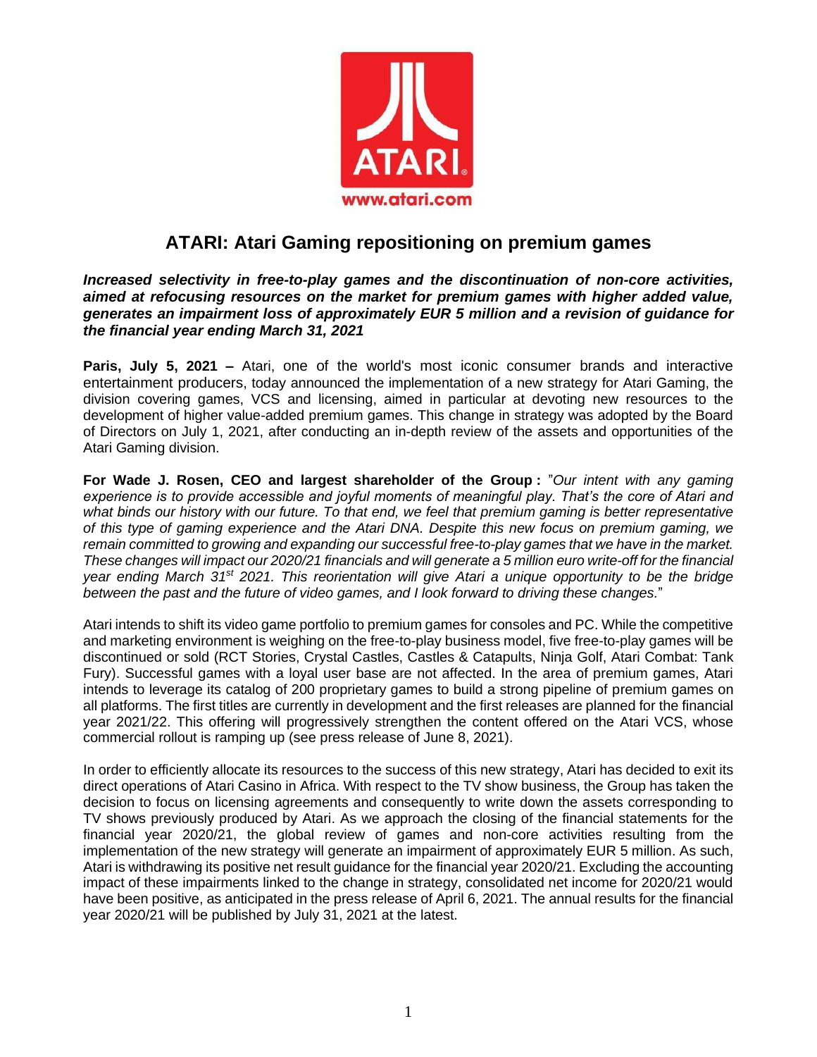# ATARI: Atari Gaming repositioning on premium games

***Increased selectivity in free-to-play games and the discontinuation of non-core activities, aimed at refocusing resources on the market for premium games with higher added value, generates an impairment loss of approximately EUR 5 million and a revision of guidance for the financial year ending March 31, 2021***

**Paris, July 5, 2021 –** Atari, one of the world's most iconic consumer brands and interactive entertainment producers, today announced the implementation of a new strategy for Atari Gaming, the division covering games, VCS and licensing, aimed in particular at devoting new resources to the development of higher value-added premium games. This change in strategy was adopted by the Board of Directors on July 1, 2021, after conducting an in-depth review of the assets and opportunities of the Atari Gaming division.

**For Wade J. Rosen, CEO and largest shareholder of the Group :** "*Our intent with any gaming experience is to provide accessible and joyful moments of meaningful play. That's the core of Atari and what binds our history with our future. To that end, we feel that premium gaming is better representative of this type of gaming experience and the Atari DNA. Despite this new focus on premium gaming, we remain committed to growing and expanding our successful free-to-play games that we have in the market. These changes will impact our 2020/21 financials and will generate a 5 million euro write-off for the financial year ending March 31st 2021. This reorientation will give Atari a unique opportunity to be the bridge between the past and the future of video games, and I look forward to driving these changes.*"

Atari intends to shift its video game portfolio to premium games for consoles and PC. While the competitive and marketing environment is weighing on the free-to-play business model, five free-to-play games will be discontinued or sold (RCT Stories, Crystal Castles, Castles & Catapults, Ninja Golf, Atari Combat: Tank Fury). Successful games with a loyal user base are not affected. In the area of premium games, Atari intends to leverage its catalog of 200 proprietary games to build a strong pipeline of premium games on all platforms. The first titles are currently in development and the first releases are planned for the financial year 2021/22. This offering will progressively strengthen the content offered on the Atari VCS, whose commercial rollout is ramping up (see press release of June 8, 2021).

In order to efficiently allocate its resources to the success of this new strategy, Atari has decided to exit its direct operations of Atari Casino in Africa. With respect to the TV show business, the Group has taken the decision to focus on licensing agreements and consequently to write down the assets corresponding to TV shows previously produced by Atari. As we approach the closing of the financial statements for the financial year 2020/21, the global review of games and non-core activities resulting from the implementation of the new strategy will generate an impairment of approximately EUR 5 million. As such, Atari is withdrawing its positive net result guidance for the financial year 2020/21. Excluding the accounting impact of these impairments linked to the change in strategy, consolidated net income for 2020/21 would have been positive, as anticipated in the press release of April 6, 2021. The annual results for the financial year 2020/21 will be published by July 31, 2021 at the latest.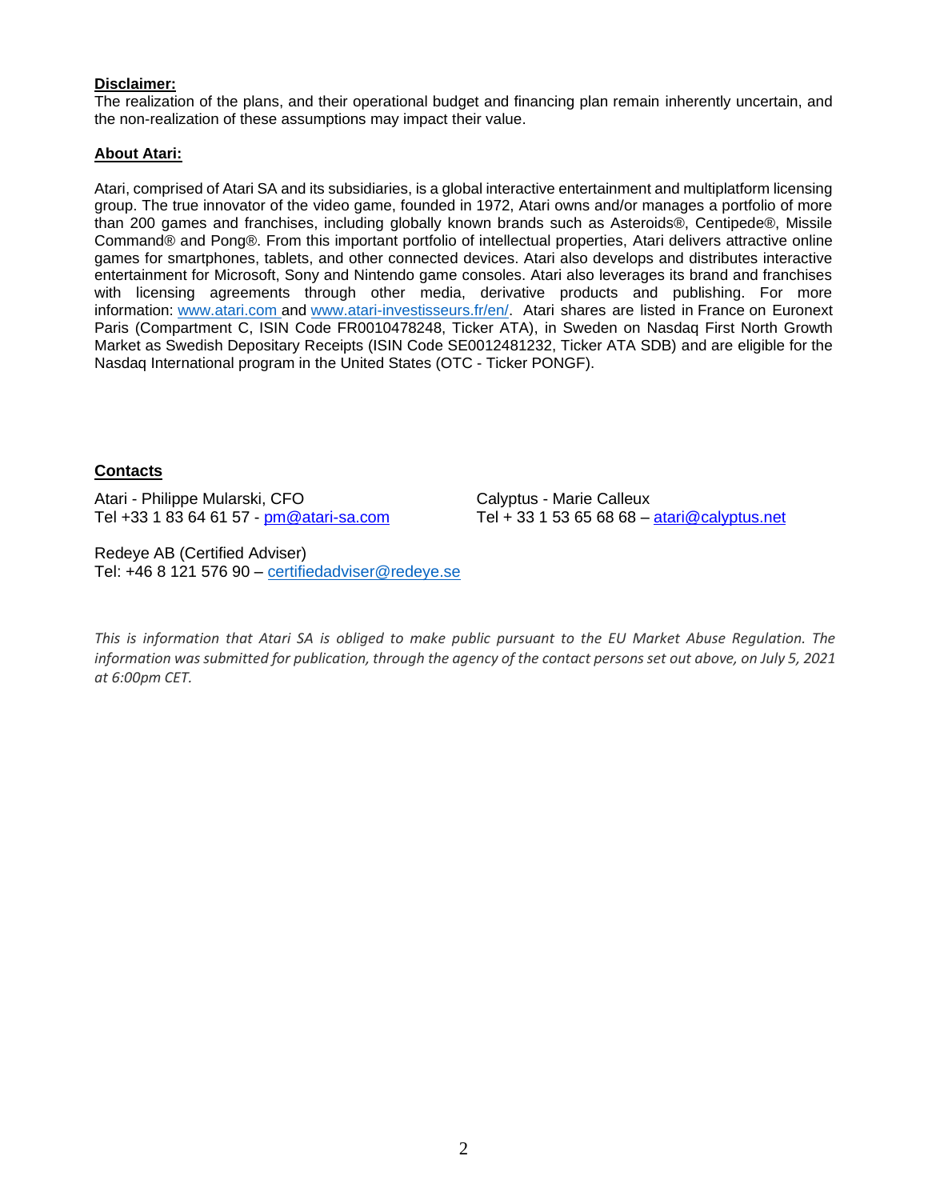**Disclaimer:**

The realization of the plans, and their operational budget and financing plan remain inherently uncertain, and the non-realization of these assumptions may impact their value.

**About Atari:**

Atari, comprised of Atari SA and its subsidiaries, is a global interactive entertainment and multiplatform licensing group. The true innovator of the video game, founded in 1972, Atari owns and/or manages a portfolio of more than 200 games and franchises, including globally known brands such as Asteroids®, Centipede®, Missile Command® and Pong®. From this important portfolio of intellectual properties, Atari delivers attractive online games for smartphones, tablets, and other connected devices. Atari also develops and distributes interactive entertainment for Microsoft, Sony and Nintendo game consoles. Atari also leverages its brand and franchises with licensing agreements through other media, derivative products and publishing. For more information: www.atari.com and www.atari-investisseurs.fr/en/. Atari shares are listed in France on Euronext Paris (Compartment C, ISIN Code FR0010478248, Ticker ATA), in Sweden on Nasdaq First North Growth Market as Swedish Depositary Receipts (ISIN Code SE0012481232, Ticker ATA SDB) and are eligible for the Nasdaq International program in the United States (OTC - Ticker PONGF).

**Contacts**

Atari - Philippe Mularski, CFO
Tel +33 1 83 64 61 57 - pm@atari-sa.com

Calyptus - Marie Calleux
Tel + 33 1 53 65 68 68 – atari@calyptus.net

Redeye AB (Certified Adviser)
Tel: +46 8 121 576 90 – certifiedadviser@redeye.se

*This is information that Atari SA is obliged to make public pursuant to the EU Market Abuse Regulation. The information was submitted for publication, through the agency of the contact persons set out above, on July 5, 2021 at 6:00pm CET.*